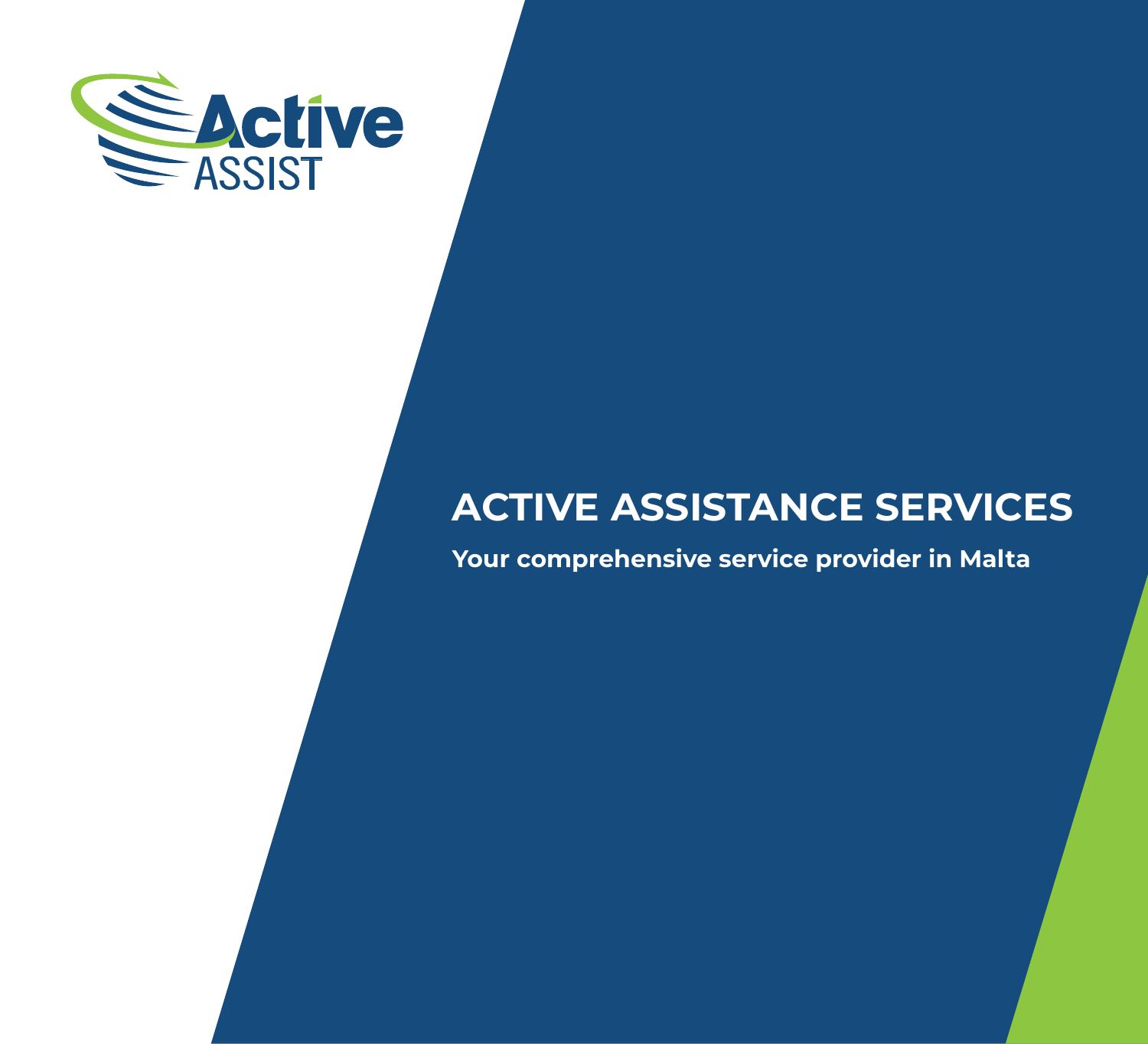Active ASSIST

# ACTIVE ASSISTANCE SERVICES

**Your comprehensive service provider in Malta**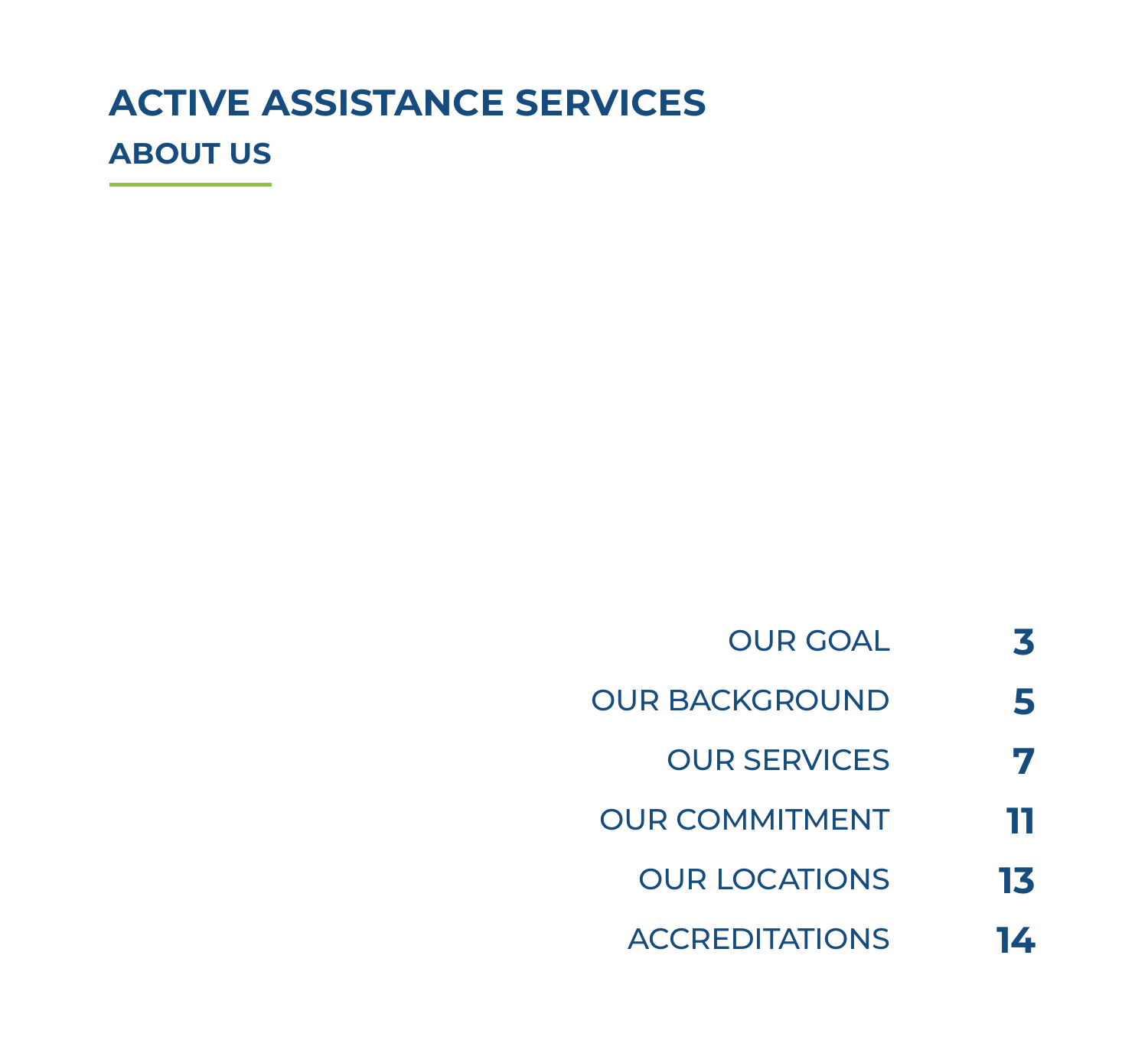# ACTIVE ASSISTANCE SERVICES

## ABOUT US

| | |
|---|---|
| OUR GOAL | **3** |
| OUR BACKGROUND | **5** |
| OUR SERVICES | **7** |
| OUR COMMITMENT | **11** |
| OUR LOCATIONS | **13** |
| ACCREDITATIONS | **14** |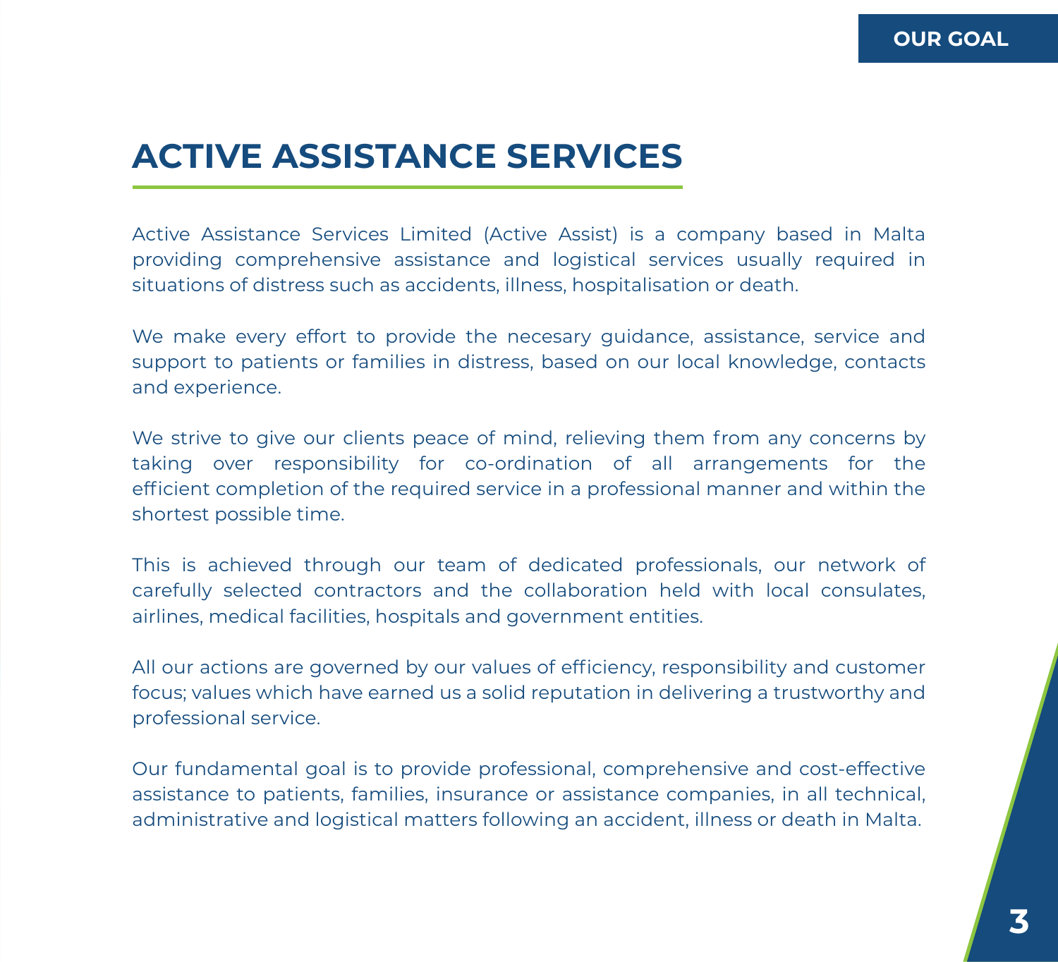# ACTIVE ASSISTANCE SERVICES

Active Assistance Services Limited (Active Assist) is a company based in Malta providing comprehensive assistance and logistical services usually required in situations of distress such as accidents, illness, hospitalisation or death.

We make every effort to provide the necesary guidance, assistance, service and support to patients or families in distress, based on our local knowledge, contacts and experience.

We strive to give our clients peace of mind, relieving them from any concerns by taking over responsibility for co-ordination of all arrangements for the efficient completion of the required service in a professional manner and within the shortest possible time.

This is achieved through our team of dedicated professionals, our network of carefully selected contractors and the collaboration held with local consulates, airlines, medical facilities, hospitals and government entities.

All our actions are governed by our values of efficiency, responsibility and customer focus; values which have earned us a solid reputation in delivering a trustworthy and professional service.

Our fundamental goal is to provide professional, comprehensive and cost-effective assistance to patients, families, insurance or assistance companies, in all technical, administrative and logistical matters following an accident, illness or death in Malta.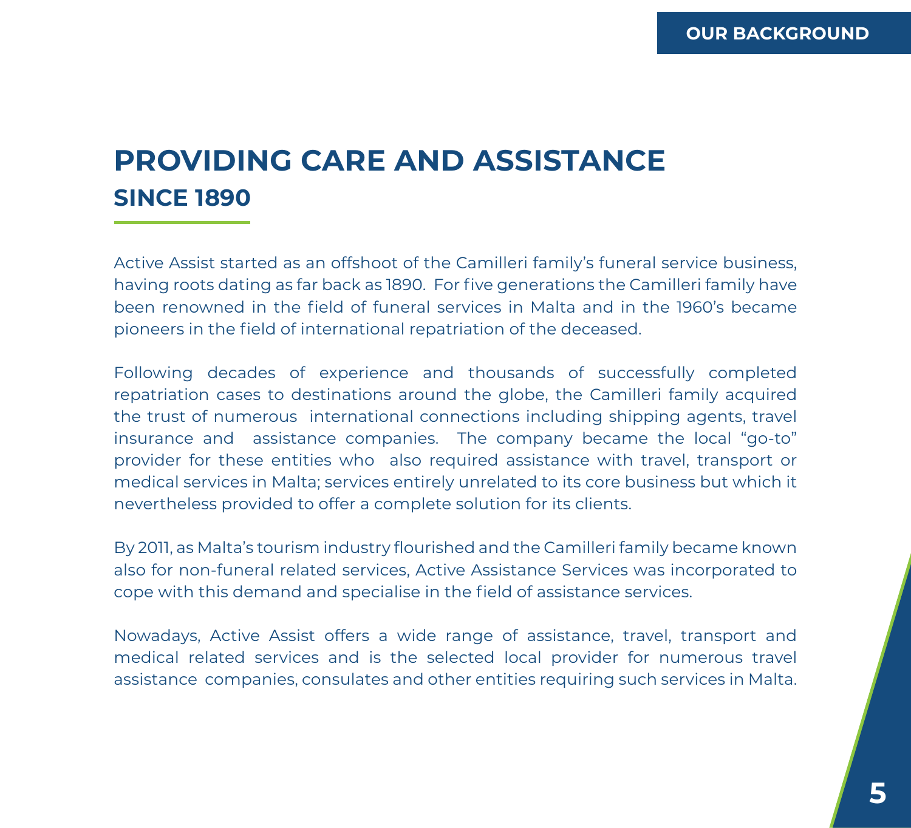# PROVIDING CARE AND ASSISTANCE
## SINCE 1890

Active Assist started as an offshoot of the Camilleri family's funeral service business, having roots dating as far back as 1890. For five generations the Camilleri family have been renowned in the field of funeral services in Malta and in the 1960's became pioneers in the field of international repatriation of the deceased.

Following decades of experience and thousands of successfully completed repatriation cases to destinations around the globe, the Camilleri family acquired the trust of numerous international connections including shipping agents, travel insurance and assistance companies. The company became the local "go-to" provider for these entities who also required assistance with travel, transport or medical services in Malta; services entirely unrelated to its core business but which it nevertheless provided to offer a complete solution for its clients.

By 2011, as Malta's tourism industry flourished and the Camilleri family became known also for non-funeral related services, Active Assistance Services was incorporated to cope with this demand and specialise in the field of assistance services.

Nowadays, Active Assist offers a wide range of assistance, travel, transport and medical related services and is the selected local provider for numerous travel assistance companies, consulates and other entities requiring such services in Malta.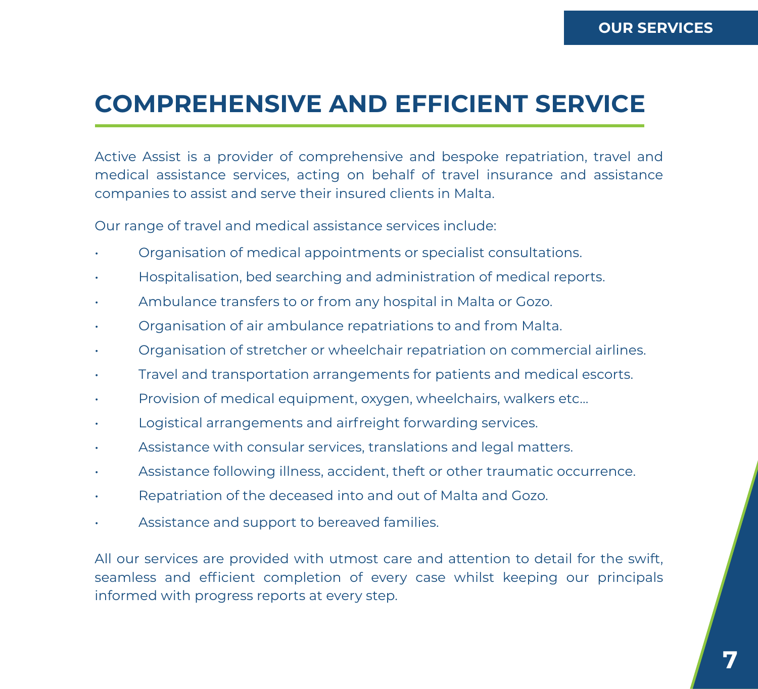# COMPREHENSIVE AND EFFICIENT SERVICE

Active Assist is a provider of comprehensive and bespoke repatriation, travel and medical assistance services, acting on behalf of travel insurance and assistance companies to assist and serve their insured clients in Malta.

Our range of travel and medical assistance services include:

- Organisation of medical appointments or specialist consultations.
- Hospitalisation, bed searching and administration of medical reports.
- Ambulance transfers to or from any hospital in Malta or Gozo.
- Organisation of air ambulance repatriations to and from Malta.
- Organisation of stretcher or wheelchair repatriation on commercial airlines.
- Travel and transportation arrangements for patients and medical escorts.
- Provision of medical equipment, oxygen, wheelchairs, walkers etc...
- Logistical arrangements and airfreight forwarding services.
- Assistance with consular services, translations and legal matters.
- Assistance following illness, accident, theft or other traumatic occurrence.
- Repatriation of the deceased into and out of Malta and Gozo.
- Assistance and support to bereaved families.

All our services are provided with utmost care and attention to detail for the swift, seamless and efficient completion of every case whilst keeping our principals informed with progress reports at every step.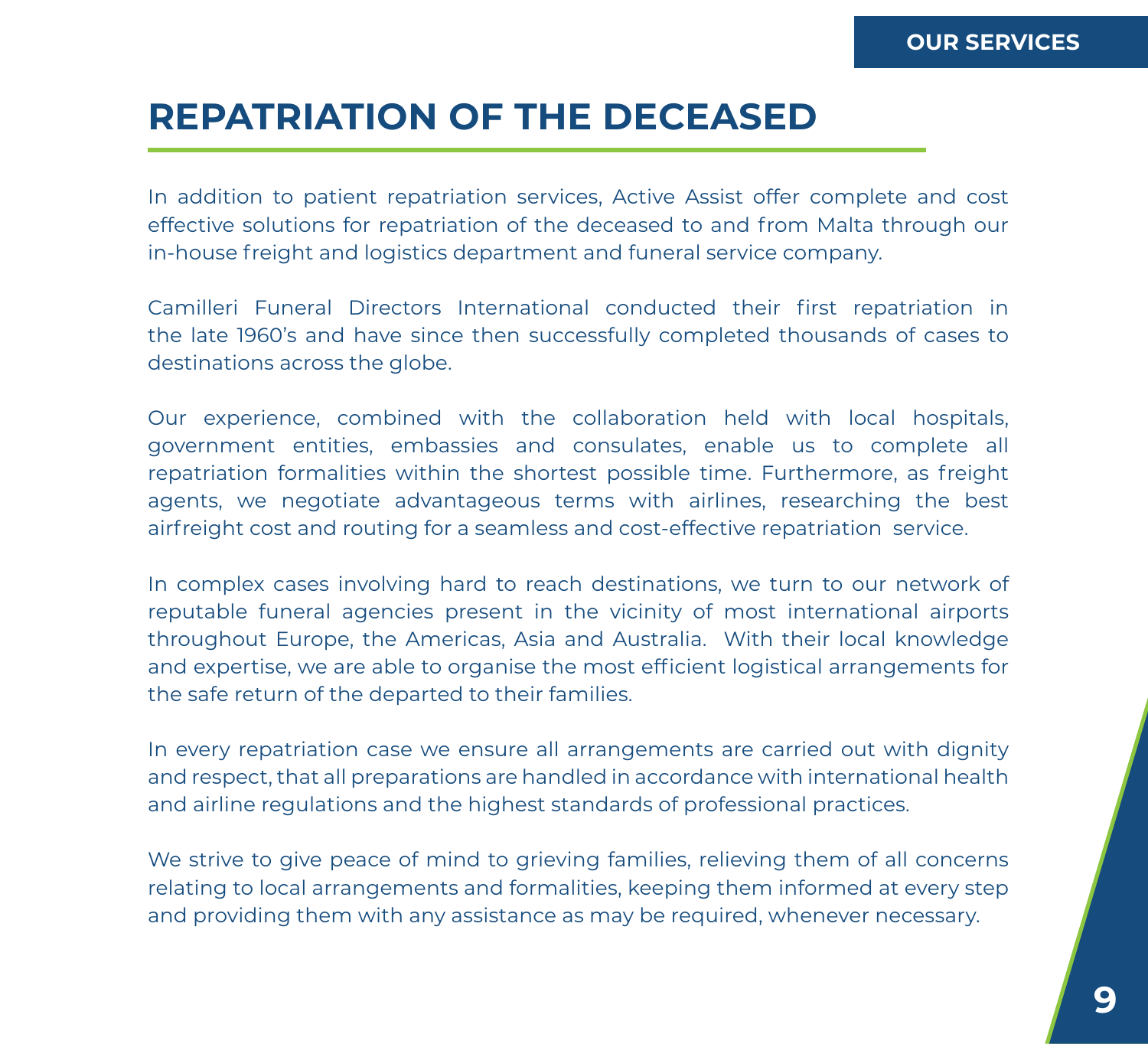# REPATRIATION OF THE DECEASED

In addition to patient repatriation services, Active Assist offer complete and cost effective solutions for repatriation of the deceased to and from Malta through our in-house freight and logistics department and funeral service company.

Camilleri Funeral Directors International conducted their first repatriation in the late 1960's and have since then successfully completed thousands of cases to destinations across the globe.

Our experience, combined with the collaboration held with local hospitals, government entities, embassies and consulates, enable us to complete all repatriation formalities within the shortest possible time. Furthermore, as freight agents, we negotiate advantageous terms with airlines, researching the best airfreight cost and routing for a seamless and cost-effective repatriation service.

In complex cases involving hard to reach destinations, we turn to our network of reputable funeral agencies present in the vicinity of most international airports throughout Europe, the Americas, Asia and Australia. With their local knowledge and expertise, we are able to organise the most efficient logistical arrangements for the safe return of the departed to their families.

In every repatriation case we ensure all arrangements are carried out with dignity and respect, that all preparations are handled in accordance with international health and airline regulations and the highest standards of professional practices.

We strive to give peace of mind to grieving families, relieving them of all concerns relating to local arrangements and formalities, keeping them informed at every step and providing them with any assistance as may be required, whenever necessary.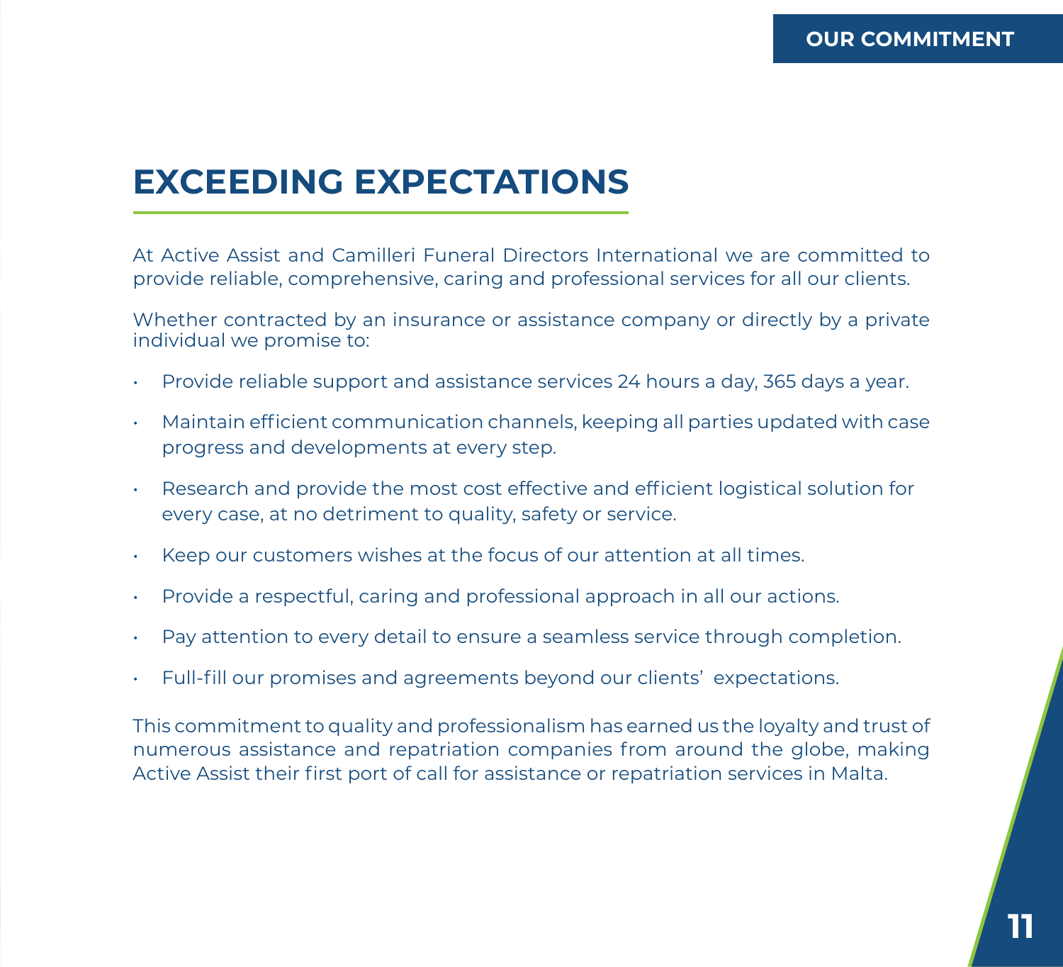# EXCEEDING EXPECTATIONS

At Active Assist and Camilleri Funeral Directors International we are committed to provide reliable, comprehensive, caring and professional services for all our clients.

Whether contracted by an insurance or assistance company or directly by a private individual we promise to:

- Provide reliable support and assistance services 24 hours a day, 365 days a year.
- Maintain efficient communication channels, keeping all parties updated with case progress and developments at every step.
- Research and provide the most cost effective and efficient logistical solution for every case, at no detriment to quality, safety or service.
- Keep our customers wishes at the focus of our attention at all times.
- Provide a respectful, caring and professional approach in all our actions.
- Pay attention to every detail to ensure a seamless service through completion.
- Full-fill our promises and agreements beyond our clients' expectations.

This commitment to quality and professionalism has earned us the loyalty and trust of numerous assistance and repatriation companies from around the globe, making Active Assist their first port of call for assistance or repatriation services in Malta.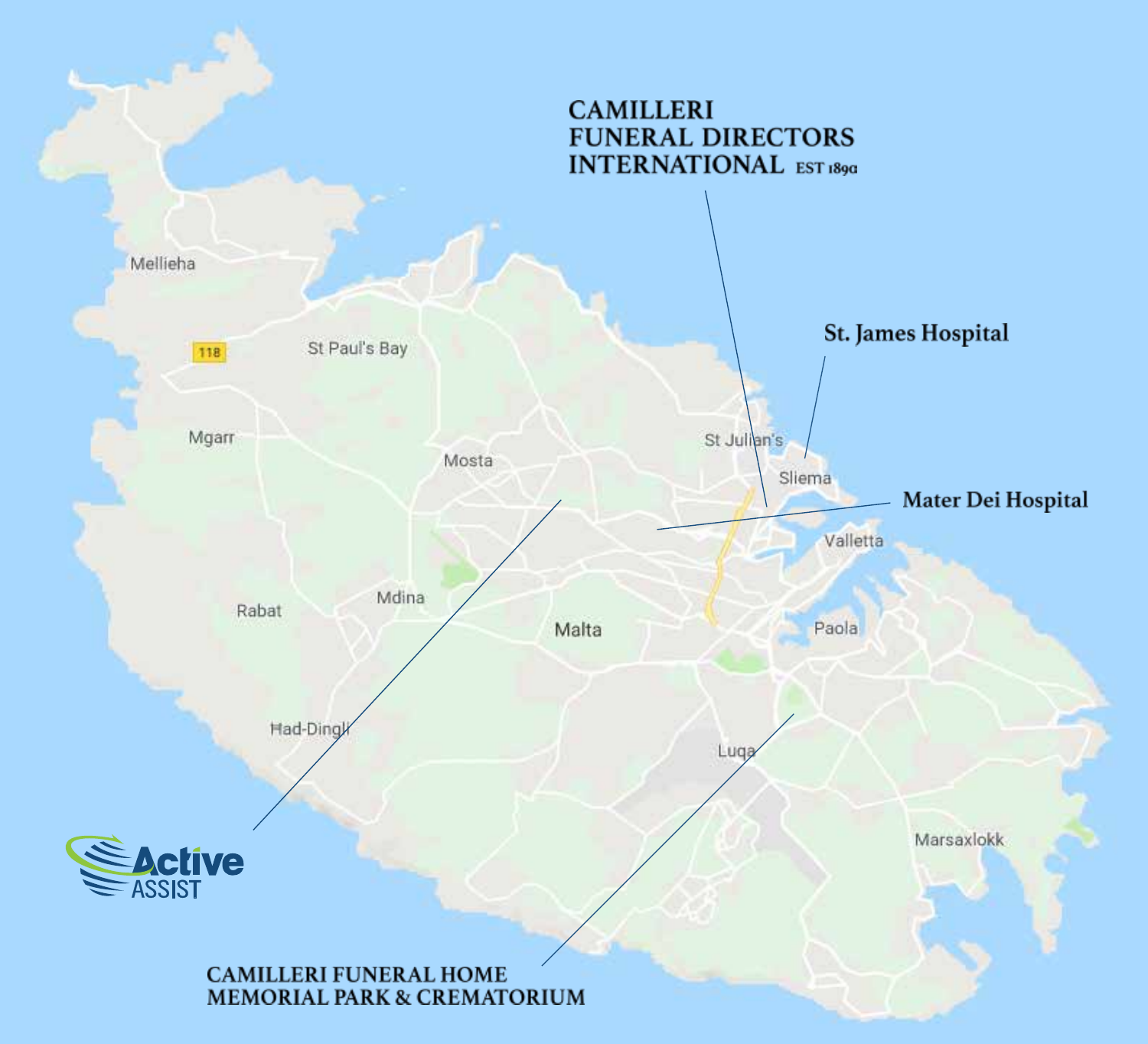CAMILLERI FUNERAL DIRECTORS INTERNATIONAL EST 189a

St. James Hospital

Mater Dei Hospital

Active ASSIST

CAMILLERI FUNERAL HOME MEMORIAL PARK & CREMATORIUM

Mellieha

118

St Paul's Bay

Mgarr

Mosta

St Julian's

Sliema

Valletta

Mdina

Rabat

Malta

Paola

Had-Dingli

Luqa

Marsaxlokk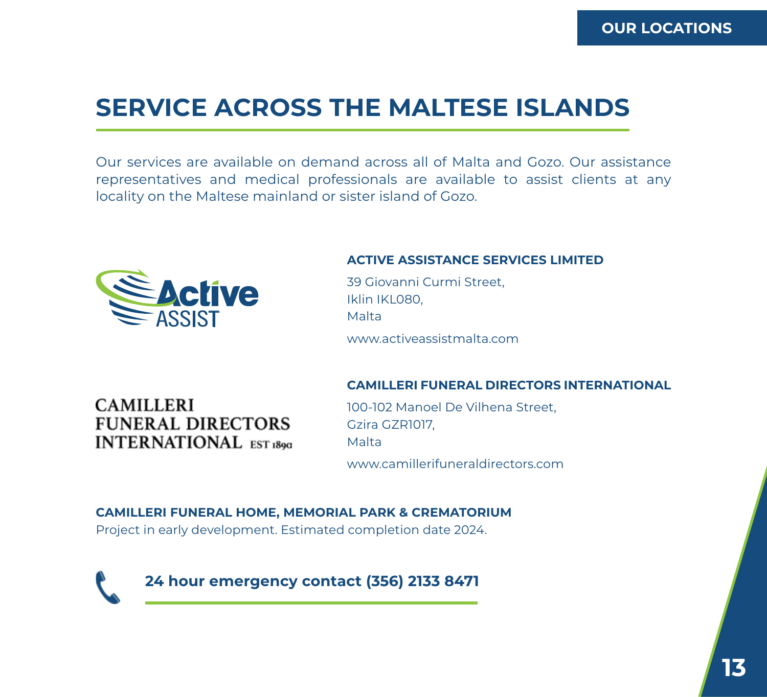OUR LOCATIONS

# SERVICE ACROSS THE MALTESE ISLANDS

Our services are available on demand across all of Malta and Gozo. Our assistance representatives and medical professionals are available to assist clients at any locality on the Maltese mainland or sister island of Gozo.

Active ASSIST

**ACTIVE ASSISTANCE SERVICES LIMITED**

39 Giovanni Curmi Street,
Iklin IKL080,
Malta

www.activeassistmalta.com

CAMILLERI FUNERAL DIRECTORS INTERNATIONAL EST 1890

**CAMILLERI FUNERAL DIRECTORS INTERNATIONAL**

100-102 Manoel De Vilhena Street,
Gzira GZR1017,
Malta

www.camillerifuneraldirectors.com

**CAMILLERI FUNERAL HOME, MEMORIAL PARK & CREMATORIUM**
Project in early development. Estimated completion date 2024.

**24 hour emergency contact (356) 2133 8471**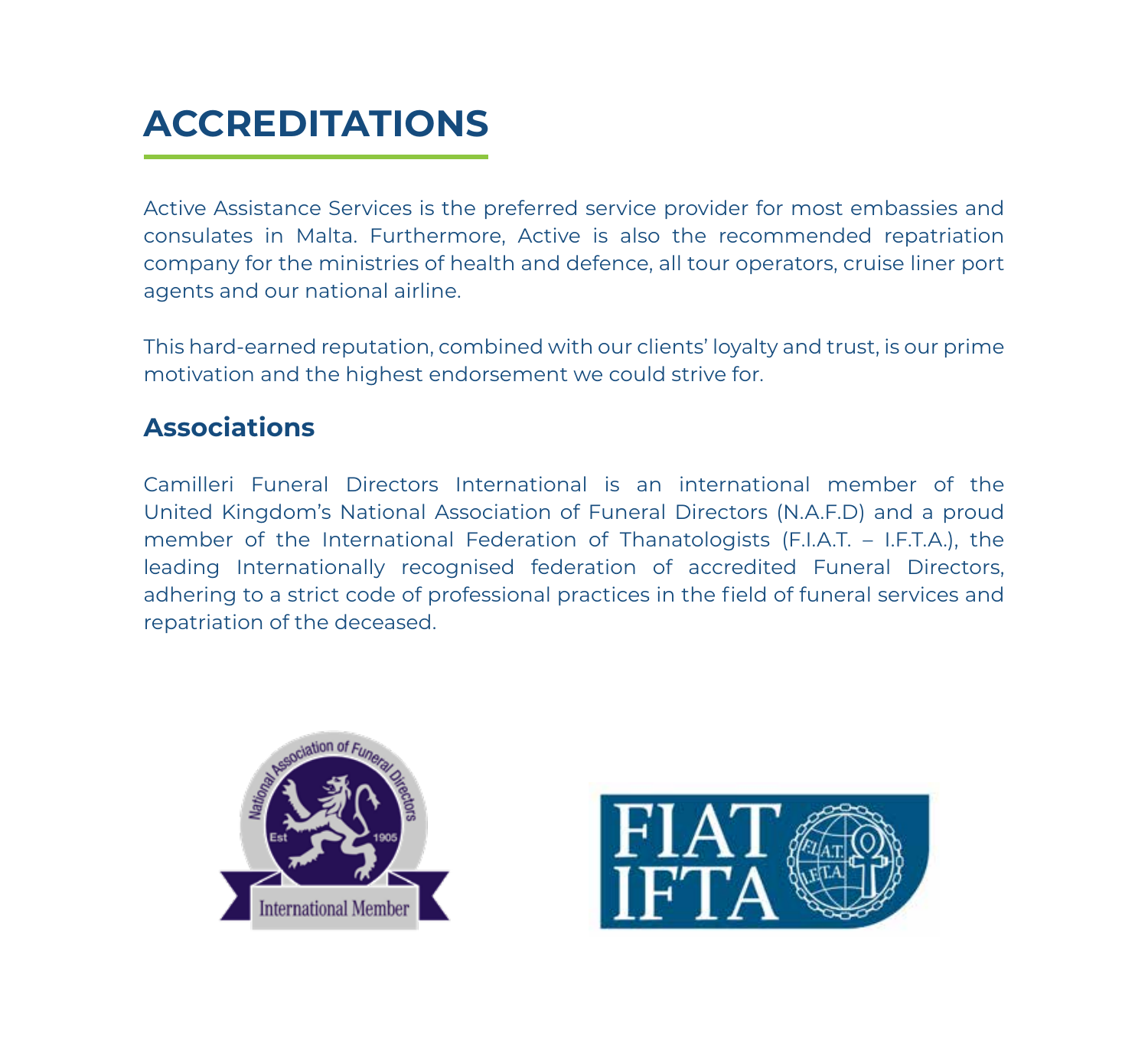# ACCREDITATIONS

Active Assistance Services is the preferred service provider for most embassies and consulates in Malta. Furthermore, Active is also the recommended repatriation company for the ministries of health and defence, all tour operators, cruise liner port agents and our national airline.

This hard-earned reputation, combined with our clients' loyalty and trust, is our prime motivation and the highest endorsement we could strive for.

## Associations

Camilleri Funeral Directors International is an international member of the United Kingdom's National Association of Funeral Directors (N.A.F.D) and a proud member of the International Federation of Thanatologists (F.I.A.T. – I.F.T.A.), the leading Internationally recognised federation of accredited Funeral Directors, adhering to a strict code of professional practices in the field of funeral services and repatriation of the deceased.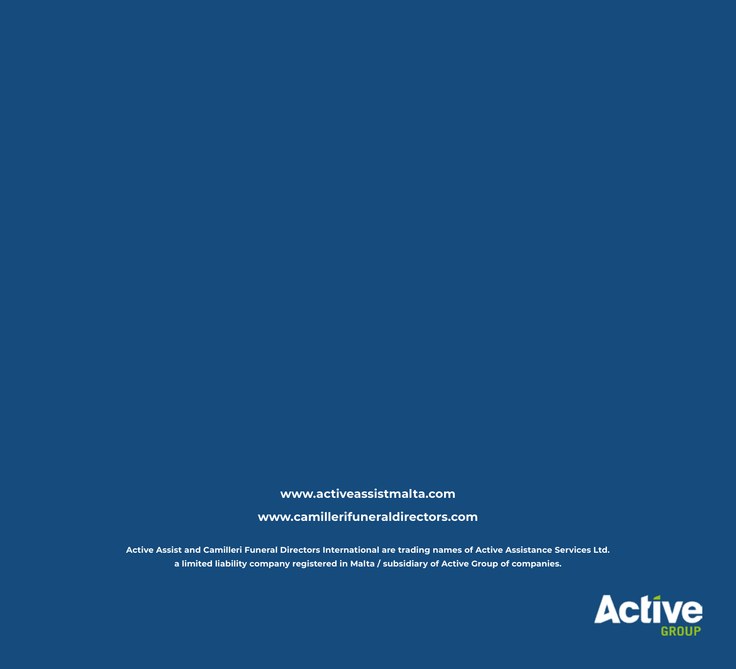**www.activeassistmalta.com**

**www.camillerifuneraldirectors.com**

**Active Assist and Camilleri Funeral Directors International are trading names of Active Assistance Services Ltd. a limited liability company registered in Malta / subsidiary of Active Group of companies.**

Active GROUP